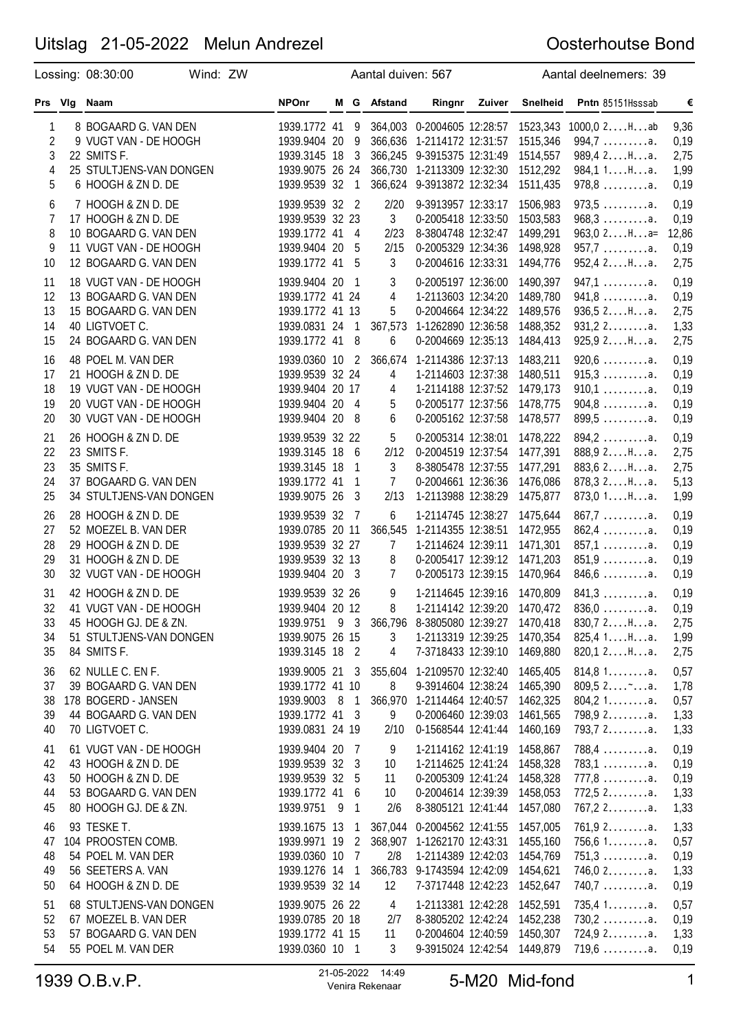# Uitslag 21-05-2022 Melun Andrezel

Oosterhoutse Bond

Lossing: 08:30:00 Wind: ZW Aantal duiven: 567 Aantal deelnemers: 39

| Prs | Vlg | Naam | NPOnr | M | G | Afstand | Ringnr | Zuiver | Snelheid | Pntn 85151Hsssab | € |
|---|---|---|---|---|---|---|---|---|---|---|---|
| 1 | 8 | BOGAARD G. VAN DEN | 1939.1772 | 41 | 9 | 364,003 | 0-2004605 | 12:28:57 | 1523,343 | 1000,0 2....H...ab | 9,36 |
| 2 | 9 | VUGT VAN - DE HOOGH | 1939.9404 | 20 | 9 | 366,636 | 1-2114172 | 12:31:57 | 1515,346 | 994,7 .........a. | 0,19 |
| 3 | 22 | SMITS F. | 1939.3145 | 18 | 3 | 366,245 | 9-3915375 | 12:31:49 | 1514,557 | 989,4 2....H...a. | 2,75 |
| 4 | 25 | STULTJENS-VAN DONGEN | 1939.9075 | 26 | 24 | 366,730 | 1-2113309 | 12:32:30 | 1512,292 | 984,1 1....H...a. | 1,99 |
| 5 | 6 | HOOGH & ZN D. DE | 1939.9539 | 32 | 1 | 366,624 | 9-3913872 | 12:32:34 | 1511,435 | 978,8 .........a. | 0,19 |
| 6 | 7 | HOOGH & ZN D. DE | 1939.9539 | 32 | 2 | 2/20 | 9-3913957 | 12:33:17 | 1506,983 | 973,5 .........a. | 0,19 |
| 7 | 17 | HOOGH & ZN D. DE | 1939.9539 | 32 | 23 | 3 | 0-2005418 | 12:33:50 | 1503,583 | 968,3 .........a. | 0,19 |
| 8 | 10 | BOGAARD G. VAN DEN | 1939.1772 | 41 | 4 | 2/23 | 8-3804748 | 12:32:47 | 1499,291 | 963,0 2....H...a= | 12,86 |
| 9 | 11 | VUGT VAN - DE HOOGH | 1939.9404 | 20 | 5 | 2/15 | 0-2005329 | 12:34:36 | 1498,928 | 957,7 .........a. | 0,19 |
| 10 | 12 | BOGAARD G. VAN DEN | 1939.1772 | 41 | 5 | 3 | 0-2004616 | 12:33:31 | 1494,776 | 952,4 2....H...a. | 2,75 |
| 11 | 18 | VUGT VAN - DE HOOGH | 1939.9404 | 20 | 1 | 3 | 0-2005197 | 12:36:00 | 1490,397 | 947,1 .........a. | 0,19 |
| 12 | 13 | BOGAARD G. VAN DEN | 1939.1772 | 41 | 24 | 4 | 1-2113603 | 12:34:20 | 1489,780 | 941,8 .........a. | 0,19 |
| 13 | 15 | BOGAARD G. VAN DEN | 1939.1772 | 41 | 13 | 5 | 0-2004664 | 12:34:22 | 1489,576 | 936,5 2....H...a. | 2,75 |
| 14 | 40 | LIGTVOET C. | 1939.0831 | 24 | 1 | 367,573 | 1-1262890 | 12:36:58 | 1488,352 | 931,2 2........a. | 1,33 |
| 15 | 24 | BOGAARD G. VAN DEN | 1939.1772 | 41 | 8 | 6 | 0-2004669 | 12:35:13 | 1484,413 | 925,9 2....H...a. | 2,75 |
| 16 | 48 | POEL M. VAN DER | 1939.0360 | 10 | 2 | 366,674 | 1-2114386 | 12:37:13 | 1483,211 | 920,6 .........a. | 0,19 |
| 17 | 21 | HOOGH & ZN D. DE | 1939.9539 | 32 | 24 | 4 | 1-2114603 | 12:37:38 | 1480,511 | 915,3 .........a. | 0,19 |
| 18 | 19 | VUGT VAN - DE HOOGH | 1939.9404 | 20 | 17 | 4 | 1-2114188 | 12:37:52 | 1479,173 | 910,1 .........a. | 0,19 |
| 19 | 20 | VUGT VAN - DE HOOGH | 1939.9404 | 20 | 4 | 5 | 0-2005177 | 12:37:56 | 1478,775 | 904,8 .........a. | 0,19 |
| 20 | 30 | VUGT VAN - DE HOOGH | 1939.9404 | 20 | 8 | 6 | 0-2005162 | 12:37:58 | 1478,577 | 899,5 .........a. | 0,19 |
| 21 | 26 | HOOGH & ZN D. DE | 1939.9539 | 32 | 22 | 5 | 0-2005314 | 12:38:01 | 1478,222 | 894,2 .........a. | 0,19 |
| 22 | 23 | SMITS F. | 1939.3145 | 18 | 6 | 2/12 | 0-2004519 | 12:37:54 | 1477,391 | 888,9 2....H...a. | 2,75 |
| 23 | 35 | SMITS F. | 1939.3145 | 18 | 1 | 3 | 8-3805478 | 12:37:55 | 1477,291 | 883,6 2....H...a. | 2,75 |
| 24 | 37 | BOGAARD G. VAN DEN | 1939.1772 | 41 | 1 | 7 | 0-2004661 | 12:36:36 | 1476,086 | 878,3 2....H...a. | 5,13 |
| 25 | 34 | STULTJENS-VAN DONGEN | 1939.9075 | 26 | 3 | 2/13 | 1-2113988 | 12:38:29 | 1475,877 | 873,0 1....H...a. | 1,99 |
| 26 | 28 | HOOGH & ZN D. DE | 1939.9539 | 32 | 7 | 6 | 1-2114745 | 12:38:27 | 1475,644 | 867,7 .........a. | 0,19 |
| 27 | 52 | MOEZEL B. VAN DER | 1939.0785 | 20 | 11 | 366,545 | 1-2114355 | 12:38:51 | 1472,955 | 862,4 .........a. | 0,19 |
| 28 | 29 | HOOGH & ZN D. DE | 1939.9539 | 32 | 27 | 7 | 1-2114624 | 12:39:11 | 1471,301 | 857,1 .........a. | 0,19 |
| 29 | 31 | HOOGH & ZN D. DE | 1939.9539 | 32 | 13 | 8 | 0-2005417 | 12:39:12 | 1471,203 | 851,9 .........a. | 0,19 |
| 30 | 32 | VUGT VAN - DE HOOGH | 1939.9404 | 20 | 3 | 7 | 0-2005173 | 12:39:15 | 1470,964 | 846,6 .........a. | 0,19 |
| 31 | 42 | HOOGH & ZN D. DE | 1939.9539 | 32 | 26 | 9 | 1-2114645 | 12:39:16 | 1470,809 | 841,3 .........a. | 0,19 |
| 32 | 41 | VUGT VAN - DE HOOGH | 1939.9404 | 20 | 12 | 8 | 1-2114142 | 12:39:20 | 1470,472 | 836,0 .........a. | 0,19 |
| 33 | 45 | HOOGH GJ. DE & ZN. | 1939.9751 | 9 | 3 | 366,796 | 8-3805080 | 12:39:27 | 1470,418 | 830,7 2....H...a. | 2,75 |
| 34 | 51 | STULTJENS-VAN DONGEN | 1939.9075 | 26 | 15 | 3 | 1-2113319 | 12:39:25 | 1470,354 | 825,4 1....H...a. | 1,99 |
| 35 | 84 | SMITS F. | 1939.3145 | 18 | 2 | 4 | 7-3718433 | 12:39:10 | 1469,880 | 820,1 2....H...a. | 2,75 |
| 36 | 62 | NULLE C. EN F. | 1939.9005 | 21 | 3 | 355,604 | 1-2109570 | 12:32:40 | 1465,405 | 814,8 1........a. | 0,57 |
| 37 | 39 | BOGAARD G. VAN DEN | 1939.1772 | 41 | 10 | 8 | 9-3914604 | 12:38:24 | 1465,390 | 809,5 2....~...a. | 1,78 |
| 38 | 178 | BOGERD - JANSEN | 1939.9003 | 8 | 1 | 366,970 | 1-2114464 | 12:40:57 | 1462,325 | 804,2 1........a. | 0,57 |
| 39 | 44 | BOGAARD G. VAN DEN | 1939.1772 | 41 | 3 | 9 | 0-2006460 | 12:39:03 | 1461,565 | 798,9 2........a. | 1,33 |
| 40 | 70 | LIGTVOET C. | 1939.0831 | 24 | 19 | 2/10 | 0-1568544 | 12:41:44 | 1460,169 | 793,7 2........a. | 1,33 |
| 41 | 61 | VUGT VAN - DE HOOGH | 1939.9404 | 20 | 7 | 9 | 1-2114162 | 12:41:19 | 1458,867 | 788,4 .........a. | 0,19 |
| 42 | 43 | HOOGH & ZN D. DE | 1939.9539 | 32 | 3 | 10 | 1-2114625 | 12:41:24 | 1458,328 | 783,1 .........a. | 0,19 |
| 43 | 50 | HOOGH & ZN D. DE | 1939.9539 | 32 | 5 | 11 | 0-2005309 | 12:41:24 | 1458,328 | 777,8 .........a. | 0,19 |
| 44 | 53 | BOGAARD G. VAN DEN | 1939.1772 | 41 | 6 | 10 | 0-2004614 | 12:39:39 | 1458,053 | 772,5 2........a. | 1,33 |
| 45 | 80 | HOOGH GJ. DE & ZN. | 1939.9751 | 9 | 1 | 2/6 | 8-3805121 | 12:41:44 | 1457,080 | 767,2 2........a. | 1,33 |
| 46 | 93 | TESKE T. | 1939.1675 | 13 | 1 | 367,044 | 0-2004562 | 12:41:55 | 1457,005 | 761,9 2........a. | 1,33 |
| 47 | 104 | PROOSTEN COMB. | 1939.9971 | 19 | 2 | 368,907 | 1-1262170 | 12:43:31 | 1455,160 | 756,6 1........a. | 0,57 |
| 48 | 54 | POEL M. VAN DER | 1939.0360 | 10 | 7 | 2/8 | 1-2114389 | 12:42:03 | 1454,769 | 751,3 .........a. | 0,19 |
| 49 | 56 | SEETERS A. VAN | 1939.1276 | 14 | 1 | 366,783 | 9-1743594 | 12:42:09 | 1454,621 | 746,0 2........a. | 1,33 |
| 50 | 64 | HOOGH & ZN D. DE | 1939.9539 | 32 | 14 | 12 | 7-3717448 | 12:42:23 | 1452,647 | 740,7 .........a. | 0,19 |
| 51 | 68 | STULTJENS-VAN DONGEN | 1939.9075 | 26 | 22 | 4 | 1-2113381 | 12:42:28 | 1452,591 | 735,4 1........a. | 0,57 |
| 52 | 67 | MOEZEL B. VAN DER | 1939.0785 | 20 | 18 | 2/7 | 8-3805202 | 12:42:24 | 1452,238 | 730,2 .........a. | 0,19 |
| 53 | 57 | BOGAARD G. VAN DEN | 1939.1772 | 41 | 15 | 11 | 0-2004604 | 12:40:59 | 1450,307 | 724,9 2........a. | 1,33 |
| 54 | 55 | POEL M. VAN DER | 1939.0360 | 10 | 1 | 3 | 9-3915024 | 12:42:54 | 1449,879 | 719,6 .........a. | 0,19 |

1939 O.B.v.P. 21-05-2022 14:49 Venira Rekenaar 5-M20 Mid-fond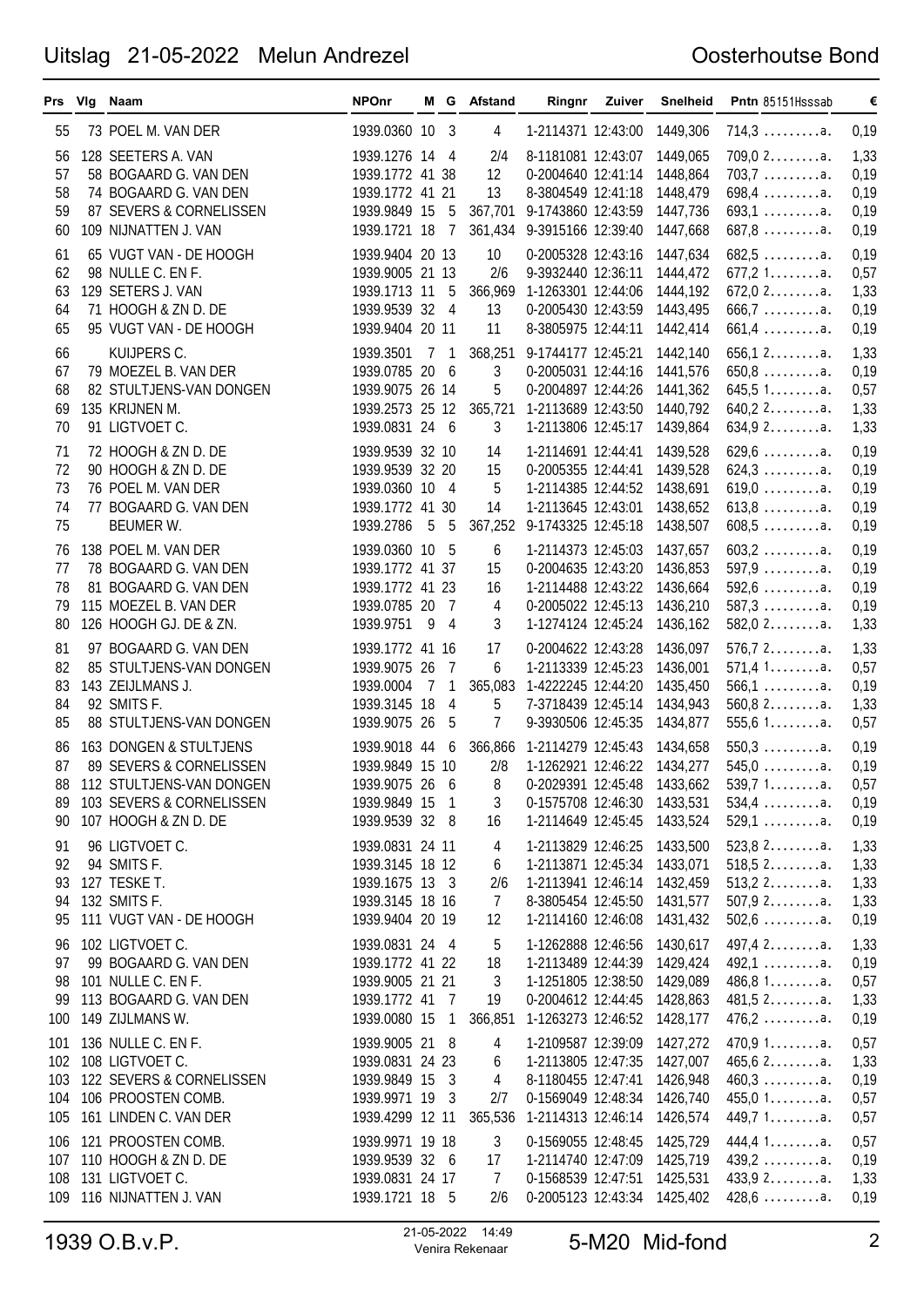# Uitslag 21-05-2022 Melun Andrezel

Oosterhoutse Bond

| Prs | Vlg | Naam | NPOnr | M | G | Afstand | Ringnr | Zuiver | Snelheid | Pntn 85151Hsssab | € |
|---|---|---|---|---|---|---|---|---|---|---|---|
| 55 | 73 | POEL M. VAN DER | 1939.0360 | 10 | 3 | 4 | 1-2114371 | 12:43:00 | 1449,306 | 714,3 .........a. | 0,19 |
| 56 | 128 | SEETERS A. VAN | 1939.1276 | 14 | 4 | 2/4 | 8-1181081 | 12:43:07 | 1449,065 | 709,0 2........a. | 1,33 |
| 57 | 58 | BOGAARD G. VAN DEN | 1939.1772 | 41 | 38 | 12 | 0-2004640 | 12:41:14 | 1448,864 | 703,7 .........a. | 0,19 |
| 58 | 74 | BOGAARD G. VAN DEN | 1939.1772 | 41 | 21 | 13 | 8-3804549 | 12:41:18 | 1448,479 | 698,4 .........a. | 0,19 |
| 59 | 87 | SEVERS & CORNELISSEN | 1939.9849 | 15 | 5 | 367,701 | 9-1743860 | 12:43:59 | 1447,736 | 693,1 .........a. | 0,19 |
| 60 | 109 | NIJNATTEN J. VAN | 1939.1721 | 18 | 7 | 361,434 | 9-3915166 | 12:39:40 | 1447,668 | 687,8 .........a. | 0,19 |
| 61 | 65 | VUGT VAN - DE HOOGH | 1939.9404 | 20 | 13 | 10 | 0-2005328 | 12:43:16 | 1447,634 | 682,5 .........a. | 0,19 |
| 62 | 98 | NULLE C. EN F. | 1939.9005 | 21 | 13 | 2/6 | 9-3932440 | 12:36:11 | 1444,472 | 677,2 1........a. | 0,57 |
| 63 | 129 | SETERS J. VAN | 1939.1713 | 11 | 5 | 366,969 | 1-1263301 | 12:44:06 | 1444,192 | 672,0 2........a. | 1,33 |
| 64 | 71 | HOOGH & ZN D. DE | 1939.9539 | 32 | 4 | 13 | 0-2005430 | 12:43:59 | 1443,495 | 666,7 .........a. | 0,19 |
| 65 | 95 | VUGT VAN - DE HOOGH | 1939.9404 | 20 | 11 | 11 | 8-3805975 | 12:44:11 | 1442,414 | 661,4 .........a. | 0,19 |
| 66 | | KUIJPERS C. | 1939.3501 | 7 | 1 | 368,251 | 9-1744177 | 12:45:21 | 1442,140 | 656,1 2........a. | 1,33 |
| 67 | 79 | MOEZEL B. VAN DER | 1939.0785 | 20 | 6 | 3 | 0-2005031 | 12:44:16 | 1441,576 | 650,8 .........a. | 0,19 |
| 68 | 82 | STULTJENS-VAN DONGEN | 1939.9075 | 26 | 14 | 5 | 0-2004897 | 12:44:26 | 1441,362 | 645,5 1........a. | 0,57 |
| 69 | 135 | KRIJNEN M. | 1939.2573 | 25 | 12 | 365,721 | 1-2113689 | 12:43:50 | 1440,792 | 640,2 2........a. | 1,33 |
| 70 | 91 | LIGTVOET C. | 1939.0831 | 24 | 6 | 3 | 1-2113806 | 12:45:17 | 1439,864 | 634,9 2........a. | 1,33 |
| 71 | 72 | HOOGH & ZN D. DE | 1939.9539 | 32 | 10 | 14 | 1-2114691 | 12:44:41 | 1439,528 | 629,6 .........a. | 0,19 |
| 72 | 90 | HOOGH & ZN D. DE | 1939.9539 | 32 | 20 | 15 | 0-2005355 | 12:44:41 | 1439,528 | 624,3 .........a. | 0,19 |
| 73 | 76 | POEL M. VAN DER | 1939.0360 | 10 | 4 | 5 | 1-2114385 | 12:44:52 | 1438,691 | 619,0 .........a. | 0,19 |
| 74 | 77 | BOGAARD G. VAN DEN | 1939.1772 | 41 | 30 | 14 | 1-2113645 | 12:43:01 | 1438,652 | 613,8 .........a. | 0,19 |
| 75 | | BEUMER W. | 1939.2786 | 5 | 5 | 367,252 | 9-1743325 | 12:45:18 | 1438,507 | 608,5 .........a. | 0,19 |
| 76 | 138 | POEL M. VAN DER | 1939.0360 | 10 | 5 | 6 | 1-2114373 | 12:45:03 | 1437,657 | 603,2 .........a. | 0,19 |
| 77 | 78 | BOGAARD G. VAN DEN | 1939.1772 | 41 | 37 | 15 | 0-2004635 | 12:43:20 | 1436,853 | 597,9 .........a. | 0,19 |
| 78 | 81 | BOGAARD G. VAN DEN | 1939.1772 | 41 | 23 | 16 | 1-2114488 | 12:43:22 | 1436,664 | 592,6 .........a. | 0,19 |
| 79 | 115 | MOEZEL B. VAN DER | 1939.0785 | 20 | 7 | 4 | 0-2005022 | 12:45:13 | 1436,210 | 587,3 .........a. | 0,19 |
| 80 | 126 | HOOGH GJ. DE & ZN. | 1939.9751 | 9 | 4 | 3 | 1-1274124 | 12:45:24 | 1436,162 | 582,0 2........a. | 1,33 |
| 81 | 97 | BOGAARD G. VAN DEN | 1939.1772 | 41 | 16 | 17 | 0-2004622 | 12:43:28 | 1436,097 | 576,7 2........a. | 1,33 |
| 82 | 85 | STULTJENS-VAN DONGEN | 1939.9075 | 26 | 7 | 6 | 1-2113339 | 12:45:23 | 1436,001 | 571,4 1........a. | 0,57 |
| 83 | 143 | ZEIJLMANS J. | 1939.0004 | 7 | 1 | 365,083 | 1-4222245 | 12:44:20 | 1435,450 | 566,1 .........a. | 0,19 |
| 84 | 92 | SMITS F. | 1939.3145 | 18 | 4 | 5 | 7-3718439 | 12:45:14 | 1434,943 | 560,8 2........a. | 1,33 |
| 85 | 88 | STULTJENS-VAN DONGEN | 1939.9075 | 26 | 5 | 7 | 9-3930506 | 12:45:35 | 1434,877 | 555,6 1........a. | 0,57 |
| 86 | 163 | DONGEN & STULTJENS | 1939.9018 | 44 | 6 | 366,866 | 1-2114279 | 12:45:43 | 1434,658 | 550,3 .........a. | 0,19 |
| 87 | 89 | SEVERS & CORNELISSEN | 1939.9849 | 15 | 10 | 2/8 | 1-1262921 | 12:46:22 | 1434,277 | 545,0 .........a. | 0,19 |
| 88 | 112 | STULTJENS-VAN DONGEN | 1939.9075 | 26 | 6 | 8 | 0-2029391 | 12:45:48 | 1433,662 | 539,7 1........a. | 0,57 |
| 89 | 103 | SEVERS & CORNELISSEN | 1939.9849 | 15 | 1 | 3 | 0-1575708 | 12:46:30 | 1433,531 | 534,4 .........a. | 0,19 |
| 90 | 107 | HOOGH & ZN D. DE | 1939.9539 | 32 | 8 | 16 | 1-2114649 | 12:45:45 | 1433,524 | 529,1 .........a. | 0,19 |
| 91 | 96 | LIGTVOET C. | 1939.0831 | 24 | 11 | 4 | 1-2113829 | 12:46:25 | 1433,500 | 523,8 2........a. | 1,33 |
| 92 | 94 | SMITS F. | 1939.3145 | 18 | 12 | 6 | 1-2113871 | 12:45:34 | 1433,071 | 518,5 2........a. | 1,33 |
| 93 | 127 | TESKE T. | 1939.1675 | 13 | 3 | 2/6 | 1-2113941 | 12:46:14 | 1432,459 | 513,2 2........a. | 1,33 |
| 94 | 132 | SMITS F. | 1939.3145 | 18 | 16 | 7 | 8-3805454 | 12:45:50 | 1431,577 | 507,9 2........a. | 1,33 |
| 95 | 111 | VUGT VAN - DE HOOGH | 1939.9404 | 20 | 19 | 12 | 1-2114160 | 12:46:08 | 1431,432 | 502,6 .........a. | 0,19 |
| 96 | 102 | LIGTVOET C. | 1939.0831 | 24 | 4 | 5 | 1-1262888 | 12:46:56 | 1430,617 | 497,4 2........a. | 1,33 |
| 97 | 99 | BOGAARD G. VAN DEN | 1939.1772 | 41 | 22 | 18 | 1-2113489 | 12:44:39 | 1429,424 | 492,1 .........a. | 0,19 |
| 98 | 101 | NULLE C. EN F. | 1939.9005 | 21 | 21 | 3 | 1-1251805 | 12:38:50 | 1429,089 | 486,8 1........a. | 0,57 |
| 99 | 113 | BOGAARD G. VAN DEN | 1939.1772 | 41 | 7 | 19 | 0-2004612 | 12:44:45 | 1428,863 | 481,5 2........a. | 1,33 |
| 100 | 149 | ZIJLMANS W. | 1939.0080 | 15 | 1 | 366,851 | 1-1263273 | 12:46:52 | 1428,177 | 476,2 .........a. | 0,19 |
| 101 | 136 | NULLE C. EN F. | 1939.9005 | 21 | 8 | 4 | 1-2109587 | 12:39:09 | 1427,272 | 470,9 1........a. | 0,57 |
| 102 | 108 | LIGTVOET C. | 1939.0831 | 24 | 23 | 6 | 1-2113805 | 12:47:35 | 1427,007 | 465,6 2........a. | 1,33 |
| 103 | 122 | SEVERS & CORNELISSEN | 1939.9849 | 15 | 3 | 4 | 8-1180455 | 12:47:41 | 1426,948 | 460,3 .........a. | 0,19 |
| 104 | 106 | PROOSTEN COMB. | 1939.9971 | 19 | 3 | 2/7 | 0-1569049 | 12:48:34 | 1426,740 | 455,0 1........a. | 0,57 |
| 105 | 161 | LINDEN C. VAN DER | 1939.4299 | 12 | 11 | 365,536 | 1-2114313 | 12:46:14 | 1426,574 | 449,7 1........a. | 0,57 |
| 106 | 121 | PROOSTEN COMB. | 1939.9971 | 19 | 18 | 3 | 0-1569055 | 12:48:45 | 1425,729 | 444,4 1........a. | 0,57 |
| 107 | 110 | HOOGH & ZN D. DE | 1939.9539 | 32 | 6 | 17 | 1-2114740 | 12:47:09 | 1425,719 | 439,2 .........a. | 0,19 |
| 108 | 131 | LIGTVOET C. | 1939.0831 | 24 | 17 | 7 | 0-1568539 | 12:47:51 | 1425,531 | 433,9 2........a. | 1,33 |
| 109 | 116 | NIJNATTEN J. VAN | 1939.1721 | 18 | 5 | 2/6 | 0-2005123 | 12:43:34 | 1425,402 | 428,6 .........a. | 0,19 |

1939 O.B.v.P. — 21-05-2022 14:49 Venira Rekenaar — 5-M20 Mid-fond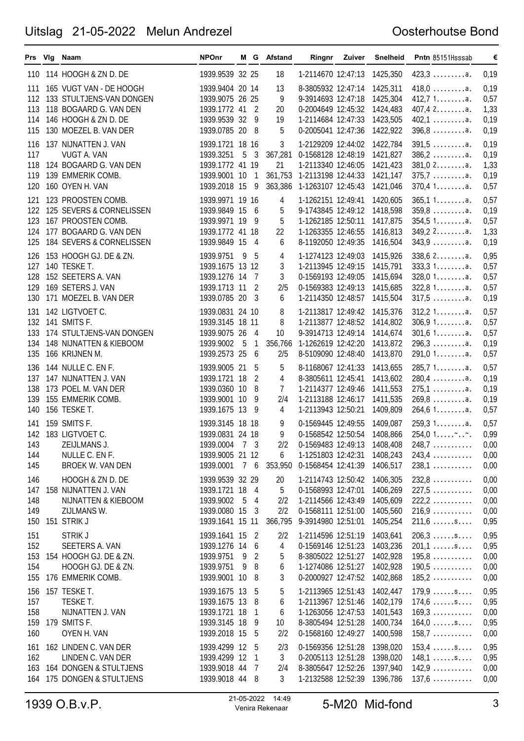# Uitslag 21-05-2022 Melun Andrezel

Oosterhoutse Bond

| Prs | Vlg | Naam | NPOnr | M | G | Afstand | Ringnr | Zuiver | Snelheid | Pntn 85151Hsssab | € |
|---|---|---|---|---|---|---|---|---|---|---|---|
| 110 | 114 | HOOGH & ZN D. DE | 1939.9539 | 32 | 25 | 18 | 1-2114670 | 12:47:13 | 1425,350 | 423,3 .........a. | 0,19 |
| 111 | 165 | VUGT VAN - DE HOOGH | 1939.9404 | 20 | 14 | 13 | 8-3805932 | 12:47:14 | 1425,311 | 418,0 .........a. | 0,19 |
| 112 | 133 | STULTJENS-VAN DONGEN | 1939.9075 | 26 | 25 | 9 | 9-3914693 | 12:47:18 | 1425,304 | 412,7 1........a. | 0,57 |
| 113 | 118 | BOGAARD G. VAN DEN | 1939.1772 | 41 | 2 | 20 | 0-2004649 | 12:45:32 | 1424,483 | 407,4 2........a. | 1,33 |
| 114 | 146 | HOOGH & ZN D. DE | 1939.9539 | 32 | 9 | 19 | 1-2114684 | 12:47:33 | 1423,505 | 402,1 .........a. | 0,19 |
| 115 | 130 | MOEZEL B. VAN DER | 1939.0785 | 20 | 8 | 5 | 0-2005041 | 12:47:36 | 1422,922 | 396,8 .........a. | 0,19 |
| 116 | 137 | NIJNATTEN J. VAN | 1939.1721 | 18 | 16 | 3 | 1-2129209 | 12:44:02 | 1422,784 | 391,5 .........a. | 0,19 |
| 117 | | VUGT A. VAN | 1939.3251 | 5 | 3 | 367,281 | 0-1568128 | 12:48:19 | 1421,827 | 386,2 .........a. | 0,19 |
| 118 | 124 | BOGAARD G. VAN DEN | 1939.1772 | 41 | 19 | 21 | 1-2113340 | 12:46:05 | 1421,423 | 381,0 2........a. | 1,33 |
| 119 | 139 | EMMERIK COMB. | 1939.9001 | 10 | 1 | 361,753 | 1-2113198 | 12:44:33 | 1421,147 | 375,7 .........a. | 0,19 |
| 120 | 160 | OYEN H. VAN | 1939.2018 | 15 | 9 | 363,386 | 1-1263107 | 12:45:43 | 1421,046 | 370,4 1........a. | 0,57 |
| 121 | 123 | PROOSTEN COMB. | 1939.9971 | 19 | 16 | 4 | 1-1262151 | 12:49:41 | 1420,605 | 365,1 1........a. | 0,57 |
| 122 | 125 | SEVERS & CORNELISSEN | 1939.9849 | 15 | 6 | 5 | 9-1743845 | 12:49:12 | 1418,598 | 359,8 .........a. | 0,19 |
| 123 | 167 | PROOSTEN COMB. | 1939.9971 | 19 | 9 | 5 | 1-1262185 | 12:50:11 | 1417,875 | 354,5 1........a. | 0,57 |
| 124 | 177 | BOGAARD G. VAN DEN | 1939.1772 | 41 | 18 | 22 | 1-1263355 | 12:46:55 | 1416,813 | 349,2 2........a. | 1,33 |
| 125 | 184 | SEVERS & CORNELISSEN | 1939.9849 | 15 | 4 | 6 | 8-1192050 | 12:49:35 | 1416,504 | 343,9 .........a. | 0,19 |
| 126 | 153 | HOOGH GJ. DE & ZN. | 1939.9751 | 9 | 5 | 4 | 1-1274123 | 12:49:03 | 1415,926 | 338,6 2........a. | 0,95 |
| 127 | 140 | TESKE T. | 1939.1675 | 13 | 12 | 3 | 1-2113945 | 12:49:15 | 1415,791 | 333,3 1........a. | 0,57 |
| 128 | 152 | SEETERS A. VAN | 1939.1276 | 14 | 7 | 3 | 0-1569193 | 12:49:05 | 1415,694 | 328,0 1........a. | 0,57 |
| 129 | 169 | SETERS J. VAN | 1939.1713 | 11 | 2 | 2/5 | 0-1569383 | 12:49:13 | 1415,685 | 322,8 1........a. | 0,57 |
| 130 | 171 | MOEZEL B. VAN DER | 1939.0785 | 20 | 3 | 6 | 1-2114350 | 12:48:57 | 1415,504 | 317,5 .........a. | 0,19 |
| 131 | 142 | LIGTVOET C. | 1939.0831 | 24 | 10 | 8 | 1-2113817 | 12:49:42 | 1415,376 | 312,2 1........a. | 0,57 |
| 132 | 141 | SMITS F. | 1939.3145 | 18 | 11 | 8 | 1-2113877 | 12:48:52 | 1414,802 | 306,9 1........a. | 0,57 |
| 133 | 174 | STULTJENS-VAN DONGEN | 1939.9075 | 26 | 4 | 10 | 9-3914713 | 12:49:14 | 1414,674 | 301,6 1........a. | 0,57 |
| 134 | 148 | NIJNATTEN & KIEBOOM | 1939.9002 | 5 | 1 | 356,766 | 1-1262619 | 12:42:20 | 1413,872 | 296,3 .........a. | 0,19 |
| 135 | 166 | KRIJNEN M. | 1939.2573 | 25 | 6 | 2/5 | 8-5109090 | 12:48:40 | 1413,870 | 291,0 1........a. | 0,57 |
| 136 | 144 | NULLE C. EN F. | 1939.9005 | 21 | 5 | 5 | 8-1168067 | 12:41:33 | 1413,655 | 285,7 1........a. | 0,57 |
| 137 | 147 | NIJNATTEN J. VAN | 1939.1721 | 18 | 2 | 4 | 8-3805611 | 12:45:41 | 1413,602 | 280,4 .........a. | 0,19 |
| 138 | 173 | POEL M. VAN DER | 1939.0360 | 10 | 8 | 7 | 1-2114377 | 12:49:46 | 1411,553 | 275,1 .........a. | 0,19 |
| 139 | 155 | EMMERIK COMB. | 1939.9001 | 10 | 9 | 2/4 | 1-2113188 | 12:46:17 | 1411,535 | 269,8 .........a. | 0,19 |
| 140 | 156 | TESKE T. | 1939.1675 | 13 | 9 | 4 | 1-2113943 | 12:50:21 | 1409,809 | 264,6 1........a. | 0,57 |
| 141 | 159 | SMITS F. | 1939.3145 | 18 | 18 | 9 | 0-1569445 | 12:49:55 | 1409,087 | 259,3 1........a. | 0,57 |
| 142 | 183 | LIGTVOET C. | 1939.0831 | 24 | 18 | 9 | 0-1568542 | 12:50:54 | 1408,866 | 254,0 1.....~..~. | 0,99 |
| 143 | | ZEIJLMANS J. | 1939.0004 | 7 | 3 | 2/2 | 0-1569483 | 12:49:13 | 1408,408 | 248,7 ........... | 0,00 |
| 144 | | NULLE C. EN F. | 1939.9005 | 21 | 12 | 6 | 1-1251803 | 12:42:31 | 1408,243 | 243,4 ........... | 0,00 |
| 145 | | BROEK W. VAN DEN | 1939.0001 | 7 | 6 | 353,950 | 0-1568454 | 12:41:39 | 1406,517 | 238,1 ........... | 0,00 |
| 146 | | HOOGH & ZN D. DE | 1939.9539 | 32 | 29 | 20 | 1-2114743 | 12:50:42 | 1406,305 | 232,8 ........... | 0,00 |
| 147 | 158 | NIJNATTEN J. VAN | 1939.1721 | 18 | 4 | 5 | 0-1568993 | 12:47:01 | 1406,269 | 227,5 ........... | 0,00 |
| 148 | | NIJNATTEN & KIEBOOM | 1939.9002 | 5 | 4 | 2/2 | 1-2114566 | 12:43:49 | 1405,609 | 222,2 ........... | 0,00 |
| 149 | | ZIJLMANS W. | 1939.0080 | 15 | 3 | 2/2 | 0-1568111 | 12:51:00 | 1405,560 | 216,9 ........... | 0,00 |
| 150 | 151 | STRIK J | 1939.1641 | 15 | 11 | 366,795 | 9-3914980 | 12:51:01 | 1405,254 | 211,6 ......s.... | 0,95 |
| 151 | | STRIK J | 1939.1641 | 15 | 2 | 2/2 | 1-2114596 | 12:51:19 | 1403,641 | 206,3 ......s.... | 0,95 |
| 152 | | SEETERS A. VAN | 1939.1276 | 14 | 6 | 4 | 0-1569146 | 12:51:23 | 1403,236 | 201,1 ......s.... | 0,95 |
| 153 | 154 | HOOGH GJ. DE & ZN. | 1939.9751 | 9 | 2 | 5 | 8-3805022 | 12:51:27 | 1402,928 | 195,8 ........... | 0,00 |
| 154 | | HOOGH GJ. DE & ZN. | 1939.9751 | 9 | 8 | 6 | 1-1274086 | 12:51:27 | 1402,928 | 190,5 ........... | 0,00 |
| 155 | 176 | EMMERIK COMB. | 1939.9001 | 10 | 8 | 3 | 0-2000927 | 12:47:52 | 1402,868 | 185,2 ........... | 0,00 |
| 156 | 157 | TESKE T. | 1939.1675 | 13 | 5 | 5 | 1-2113965 | 12:51:43 | 1402,447 | 179,9 ......s.... | 0,95 |
| 157 | | TESKE T. | 1939.1675 | 13 | 8 | 6 | 1-2113967 | 12:51:46 | 1402,179 | 174,6 ......s.... | 0,95 |
| 158 | | NIJNATTEN J. VAN | 1939.1721 | 18 | 1 | 6 | 1-1263056 | 12:47:53 | 1401,543 | 169,3 ........... | 0,00 |
| 159 | 179 | SMITS F. | 1939.3145 | 18 | 9 | 10 | 8-3805494 | 12:51:28 | 1400,734 | 164,0 ......s.... | 0,95 |
| 160 | | OYEN H. VAN | 1939.2018 | 15 | 5 | 2/2 | 0-1568160 | 12:49:27 | 1400,598 | 158,7 ........... | 0,00 |
| 161 | 162 | LINDEN C. VAN DER | 1939.4299 | 12 | 5 | 2/3 | 0-1569356 | 12:51:28 | 1398,020 | 153,4 ......s.... | 0,95 |
| 162 | | LINDEN C. VAN DER | 1939.4299 | 12 | 1 | 3 | 0-2005113 | 12:51:28 | 1398,020 | 148,1 ......s.... | 0,95 |
| 163 | 164 | DONGEN & STULTJENS | 1939.9018 | 44 | 7 | 2/4 | 8-3805647 | 12:52:26 | 1397,940 | 142,9 ........... | 0,00 |
| 164 | 175 | DONGEN & STULTJENS | 1939.9018 | 44 | 8 | 3 | 1-2132588 | 12:52:39 | 1396,786 | 137,6 ........... | 0,00 |

1939 O.B.v.P. — 21-05-2022 14:49 Venira Rekenaar — 5-M20 Mid-fond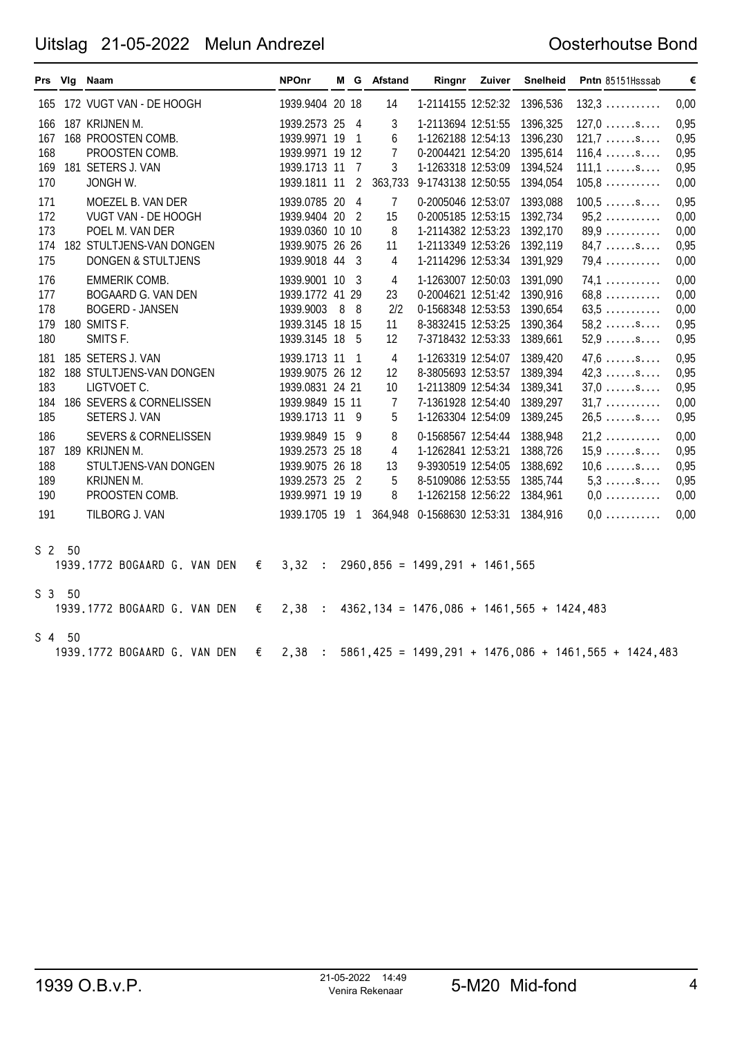# Uitslag 21-05-2022 Melun Andrezel

Oosterhoutse Bond

| Prs | Vlg | Naam | NPOnr | M | G | Afstand | Ringnr | Zuiver | Snelheid | Pntn 85151Hsssab | € |
|---|---|---|---|---|---|---|---|---|---|---|---|
| 165 | 172 | VUGT VAN - DE HOOGH | 1939.9404 | 20 | 18 | 14 | 1-2114155 | 12:52:32 | 1396,536 | 132,3 ........... | 0,00 |
| 166 | 187 | KRIJNEN M. | 1939.2573 | 25 | 4 | 3 | 1-2113694 | 12:51:55 | 1396,325 | 127,0 ......s.... | 0,95 |
| 167 | 168 | PROOSTEN COMB. | 1939.9971 | 19 | 1 | 6 | 1-1262188 | 12:54:13 | 1396,230 | 121,7 ......s.... | 0,95 |
| 168 | | PROOSTEN COMB. | 1939.9971 | 19 | 12 | 7 | 0-2004421 | 12:54:20 | 1395,614 | 116,4 ......s.... | 0,95 |
| 169 | 181 | SETERS J. VAN | 1939.1713 | 11 | 7 | 3 | 1-1263318 | 12:53:09 | 1394,524 | 111,1 ......s.... | 0,95 |
| 170 | | JONGH W. | 1939.1811 | 11 | 2 | 363,733 | 9-1743138 | 12:50:55 | 1394,054 | 105,8 ........... | 0,00 |
| 171 | | MOEZEL B. VAN DER | 1939.0785 | 20 | 4 | 7 | 0-2005046 | 12:53:07 | 1393,088 | 100,5 ......s.... | 0,95 |
| 172 | | VUGT VAN - DE HOOGH | 1939.9404 | 20 | 2 | 15 | 0-2005185 | 12:53:15 | 1392,734 | 95,2 ........... | 0,00 |
| 173 | | POEL M. VAN DER | 1939.0360 | 10 | 10 | 8 | 1-2114382 | 12:53:23 | 1392,170 | 89,9 ........... | 0,00 |
| 174 | 182 | STULTJENS-VAN DONGEN | 1939.9075 | 26 | 26 | 11 | 1-2113349 | 12:53:26 | 1392,119 | 84,7 ......s.... | 0,95 |
| 175 | | DONGEN & STULTJENS | 1939.9018 | 44 | 3 | 4 | 1-2114296 | 12:53:34 | 1391,929 | 79,4 ........... | 0,00 |
| 176 | | EMMERIK COMB. | 1939.9001 | 10 | 3 | 4 | 1-1263007 | 12:50:03 | 1391,090 | 74,1 ........... | 0,00 |
| 177 | | BOGAARD G. VAN DEN | 1939.1772 | 41 | 29 | 23 | 0-2004621 | 12:51:42 | 1390,916 | 68,8 ........... | 0,00 |
| 178 | | BOGERD - JANSEN | 1939.9003 | 8 | 8 | 2/2 | 0-1568348 | 12:53:53 | 1390,654 | 63,5 ........... | 0,00 |
| 179 | 180 | SMITS F. | 1939.3145 | 18 | 15 | 11 | 8-3832415 | 12:53:25 | 1390,364 | 58,2 ......s.... | 0,95 |
| 180 | | SMITS F. | 1939.3145 | 18 | 5 | 12 | 7-3718432 | 12:53:33 | 1389,661 | 52,9 ......s.... | 0,95 |
| 181 | 185 | SETERS J. VAN | 1939.1713 | 11 | 1 | 4 | 1-1263319 | 12:54:07 | 1389,420 | 47,6 ......s.... | 0,95 |
| 182 | 188 | STULTJENS-VAN DONGEN | 1939.9075 | 26 | 12 | 12 | 8-3805693 | 12:53:57 | 1389,394 | 42,3 ......s.... | 0,95 |
| 183 | | LIGTVOET C. | 1939.0831 | 24 | 21 | 10 | 1-2113809 | 12:54:34 | 1389,341 | 37,0 ......s.... | 0,95 |
| 184 | 186 | SEVERS & CORNELISSEN | 1939.9849 | 15 | 11 | 7 | 7-1361928 | 12:54:40 | 1389,297 | 31,7 ........... | 0,00 |
| 185 | | SETERS J. VAN | 1939.1713 | 11 | 9 | 5 | 1-1263304 | 12:54:09 | 1389,245 | 26,5 ......s.... | 0,95 |
| 186 | | SEVERS & CORNELISSEN | 1939.9849 | 15 | 9 | 8 | 0-1568567 | 12:54:44 | 1388,948 | 21,2 ........... | 0,00 |
| 187 | 189 | KRIJNEN M. | 1939.2573 | 25 | 18 | 4 | 1-1262841 | 12:53:21 | 1388,726 | 15,9 ......s.... | 0,95 |
| 188 | | STULTJENS-VAN DONGEN | 1939.9075 | 26 | 18 | 13 | 9-3930519 | 12:54:05 | 1388,692 | 10,6 ......s.... | 0,95 |
| 189 | | KRIJNEN M. | 1939.2573 | 25 | 2 | 5 | 8-5109086 | 12:53:55 | 1385,744 | 5,3 ......s.... | 0,95 |
| 190 | | PROOSTEN COMB. | 1939.9971 | 19 | 19 | 8 | 1-1262158 | 12:56:22 | 1384,961 | 0,0 ........... | 0,00 |
| 191 | | TILBORG J. VAN | 1939.1705 | 19 | 1 | 364,948 | 0-1568630 | 12:53:31 | 1384,916 | 0,0 ........... | 0,00 |

```
S 2  50
  1939.1772 BOGAARD G. VAN DEN   €   3,32  :  2960,856 = 1499,291 + 1461,565

S 3  50
  1939.1772 BOGAARD G. VAN DEN   €   2,38  :  4362,134 = 1476,086 + 1461,565 + 1424,483

S 4  50
  1939.1772 BOGAARD G. VAN DEN   €   2,38  :  5861,425 = 1499,291 + 1476,086 + 1461,565 + 1424,483
```

1939 O.B.v.P. — 21-05-2022 14:49 Venira Rekenaar — 5-M20 Mid-fond